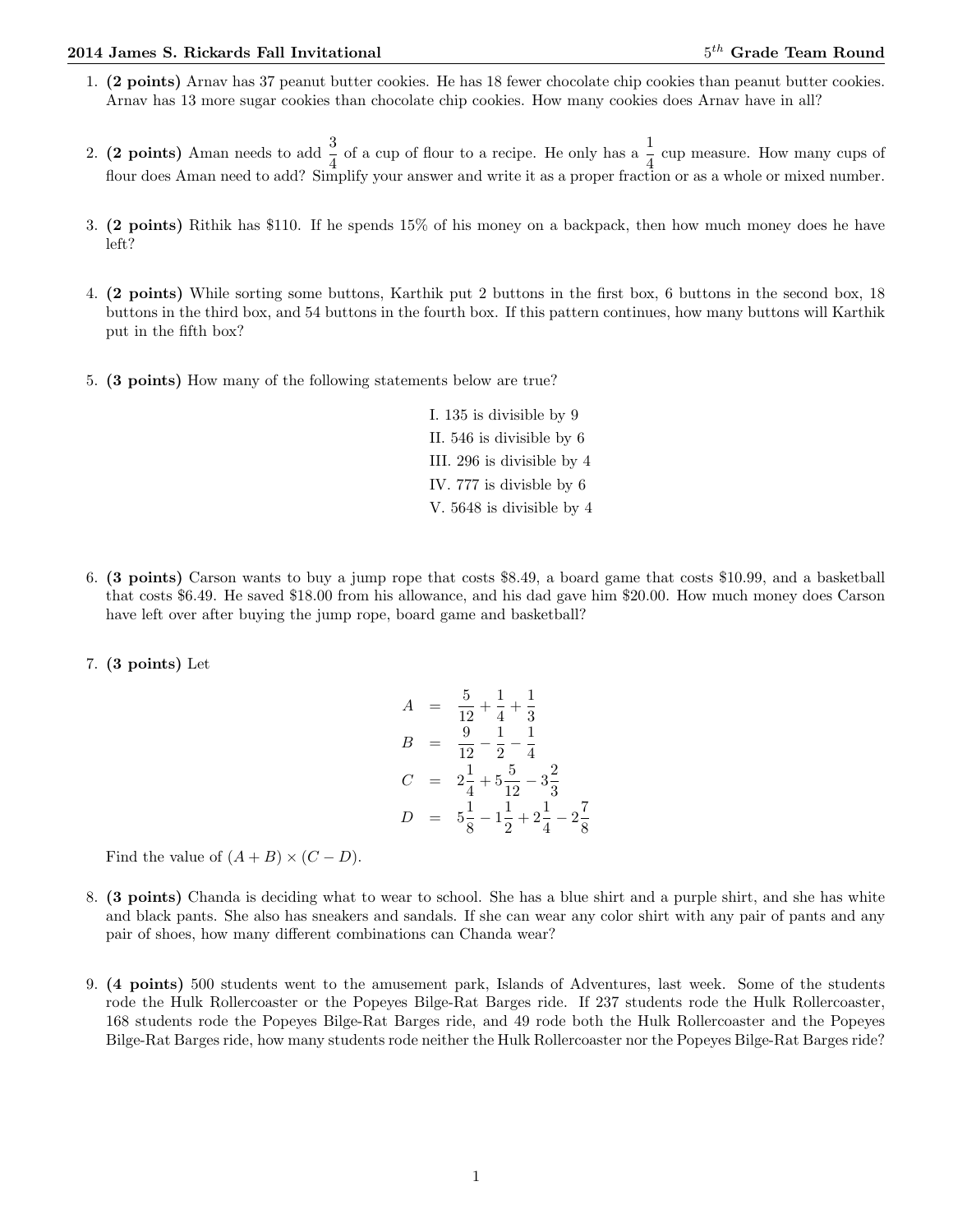1. **(2 points)** Arnav has 37 peanut butter cookies. He has 18 fewer chocolate chip cookies than peanut butter cookies. Arnav has 13 more sugar cookies than chocolate chip cookies. How many cookies does Arnav have in all?

2. **(2 points)** Aman needs to add $\frac{3}{4}$ of a cup of flour to a recipe. He only has a $\frac{1}{4}$ cup measure. How many cups of flour does Aman need to add? Simplify your answer and write it as a proper fraction or as a whole or mixed number.

3. **(2 points)** Rithik has $110. If he spends 15% of his money on a backpack, then how much money does he have left?

4. **(2 points)** While sorting some buttons, Karthik put 2 buttons in the first box, 6 buttons in the second box, 18 buttons in the third box, and 54 buttons in the fourth box. If this pattern continues, how many buttons will Karthik put in the fifth box?

5. **(3 points)** How many of the following statements below are true?

   I. 135 is divisible by 9
   II. 546 is divisible by 6
   III. 296 is divisible by 4
   IV. 777 is divisble by 6
   V. 5648 is divisible by 4

6. **(3 points)** Carson wants to buy a jump rope that costs $8.49, a board game that costs $10.99, and a basketball that costs $6.49. He saved $18.00 from his allowance, and his dad gave him $20.00. How much money does Carson have left over after buying the jump rope, board game and basketball?

7. **(3 points)** Let

$$
\begin{aligned}
A &= \frac{5}{12} + \frac{1}{4} + \frac{1}{3} \\
B &= \frac{9}{12} - \frac{1}{2} - \frac{1}{4} \\
C &= 2\frac{1}{4} + 5\frac{5}{12} - 3\frac{2}{3} \\
D &= 5\frac{1}{8} - 1\frac{1}{2} + 2\frac{1}{4} - 2\frac{7}{8}
\end{aligned}
$$

   Find the value of $(A + B) \times (C - D)$.

8. **(3 points)** Chanda is deciding what to wear to school. She has a blue shirt and a purple shirt, and she has white and black pants. She also has sneakers and sandals. If she can wear any color shirt with any pair of pants and any pair of shoes, how many different combinations can Chanda wear?

9. **(4 points)** 500 students went to the amusement park, Islands of Adventures, last week. Some of the students rode the Hulk Rollercoaster or the Popeyes Bilge-Rat Barges ride. If 237 students rode the Hulk Rollercoaster, 168 students rode the Popeyes Bilge-Rat Barges ride, and 49 rode both the Hulk Rollercoaster and the Popeyes Bilge-Rat Barges ride, how many students rode neither the Hulk Rollercoaster nor the Popeyes Bilge-Rat Barges ride?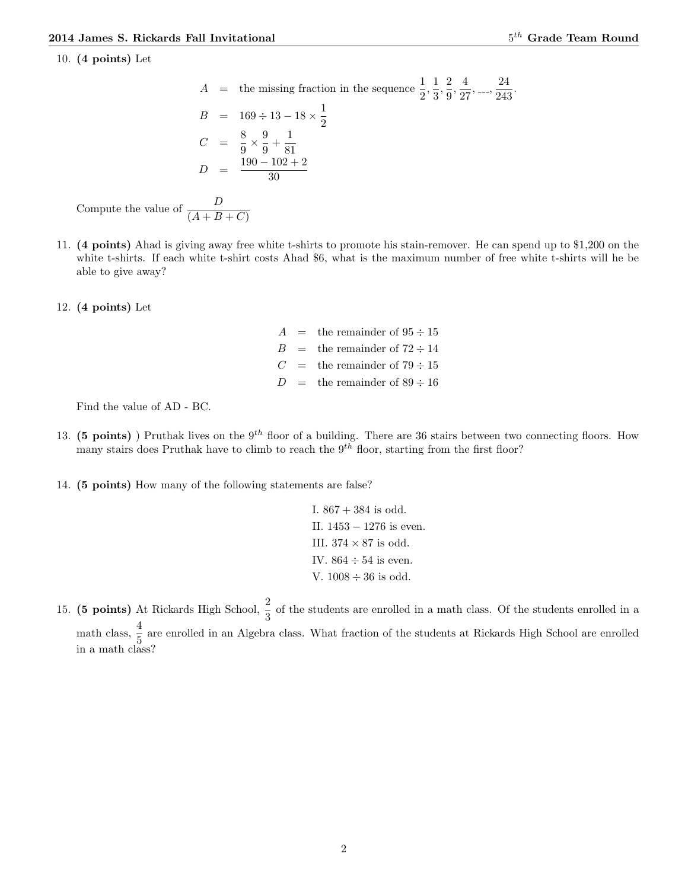10. **(4 points)** Let

$$
\begin{aligned}
A &= \text{the missing fraction in the sequence } \frac{1}{2}, \frac{1}{3}, \frac{2}{9}, \frac{4}{27}, \text{---}, \frac{24}{243}. \\
B &= 169 \div 13 - 18 \times \frac{1}{2} \\
C &= \frac{8}{9} \times \frac{9}{9} + \frac{1}{81} \\
D &= \frac{190 - 102 + 2}{30}
\end{aligned}
$$

Compute the value of $\dfrac{D}{(A+B+C)}$

11. **(4 points)** Ahad is giving away free white t-shirts to promote his stain-remover. He can spend up to $1,200 on the white t-shirts. If each white t-shirt costs Ahad $6, what is the maximum number of free white t-shirts will he be able to give away?

12. **(4 points)** Let

$$
\begin{aligned}
A &= \text{the remainder of } 95 \div 15 \\
B &= \text{the remainder of } 72 \div 14 \\
C &= \text{the remainder of } 79 \div 15 \\
D &= \text{the remainder of } 89 \div 16
\end{aligned}
$$

Find the value of AD - BC.

13. **(5 points)** ) Pruthak lives on the $9^{th}$ floor of a building. There are 36 stairs between two connecting floors. How many stairs does Pruthak have to climb to reach the $9^{th}$ floor, starting from the first floor?

14. **(5 points)** How many of the following statements are false?

I. $867 + 384$ is odd.
II. $1453 - 1276$ is even.
III. $374 \times 87$ is odd.
IV. $864 \div 54$ is even.
V. $1008 \div 36$ is odd.

15. **(5 points)** At Rickards High School, $\frac{2}{3}$ of the students are enrolled in a math class. Of the students enrolled in a math class, $\frac{4}{5}$ are enrolled in an Algebra class. What fraction of the students at Rickards High School are enrolled in a math class?